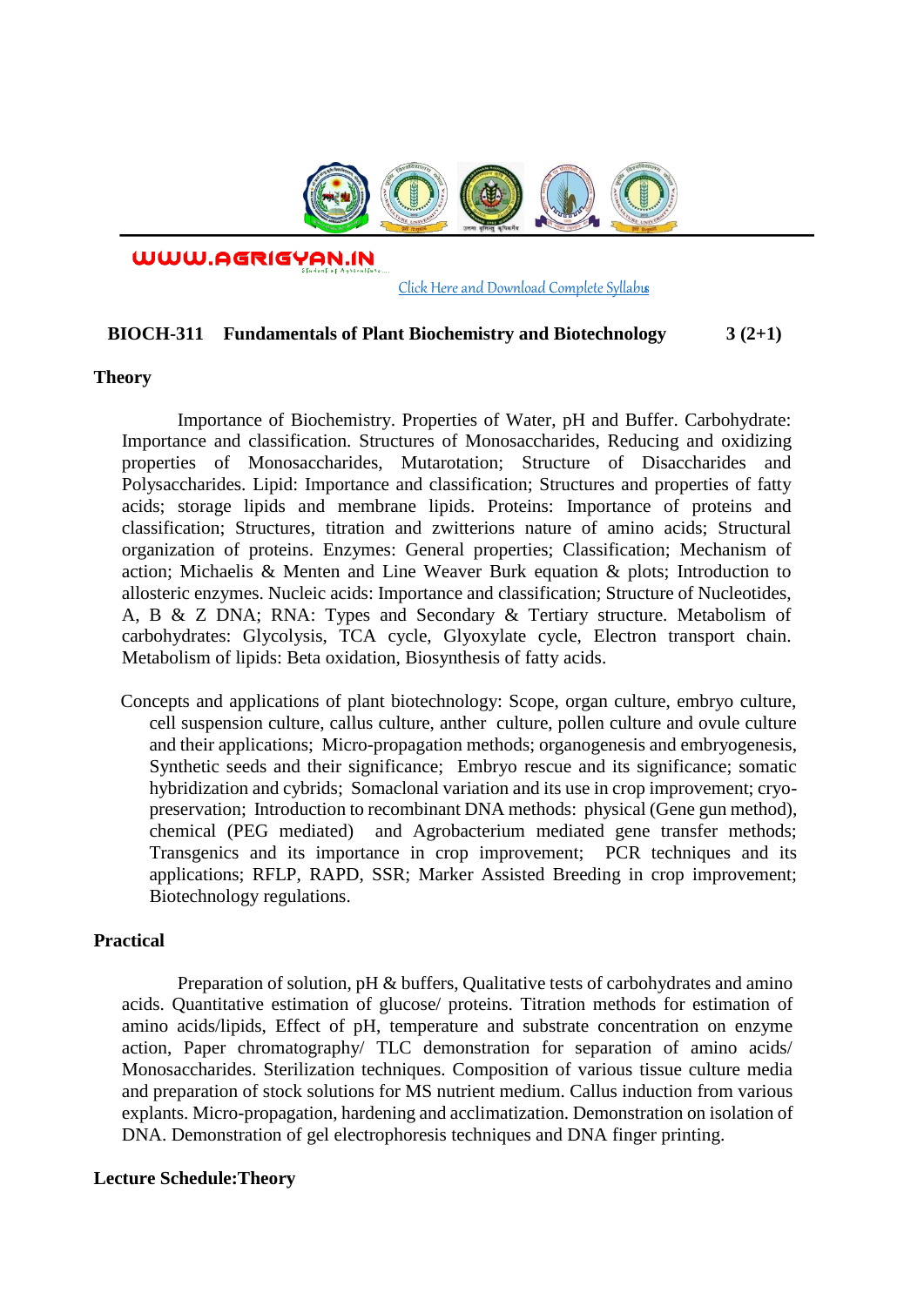WWW.AGRIGYAN.IN

Click Here and Download Complete Syllabus

**BIOCH-311 Fundamentals of Plant Biochemistry and Biotechnology 3 (2+1)**

**Theory**

Importance of Biochemistry. Properties of Water, pH and Buffer. Carbohydrate: Importance and classification. Structures of Monosaccharides, Reducing and oxidizing properties of Monosaccharides, Mutarotation; Structure of Disaccharides and Polysaccharides. Lipid: Importance and classification; Structures and properties of fatty acids; storage lipids and membrane lipids. Proteins: Importance of proteins and classification; Structures, titration and zwitterions nature of amino acids; Structural organization of proteins. Enzymes: General properties; Classification; Mechanism of action; Michaelis & Menten and Line Weaver Burk equation & plots; Introduction to allosteric enzymes. Nucleic acids: Importance and classification; Structure of Nucleotides, A, B & Z DNA; RNA: Types and Secondary & Tertiary structure. Metabolism of carbohydrates: Glycolysis, TCA cycle, Glyoxylate cycle, Electron transport chain. Metabolism of lipids: Beta oxidation, Biosynthesis of fatty acids.

Concepts and applications of plant biotechnology: Scope, organ culture, embryo culture, cell suspension culture, callus culture, anther culture, pollen culture and ovule culture and their applications; Micro-propagation methods; organogenesis and embryogenesis, Synthetic seeds and their significance; Embryo rescue and its significance; somatic hybridization and cybrids; Somaclonal variation and its use in crop improvement; cryo-preservation; Introduction to recombinant DNA methods: physical (Gene gun method), chemical (PEG mediated) and Agrobacterium mediated gene transfer methods; Transgenics and its importance in crop improvement; PCR techniques and its applications; RFLP, RAPD, SSR; Marker Assisted Breeding in crop improvement; Biotechnology regulations.

**Practical**

Preparation of solution, pH & buffers, Qualitative tests of carbohydrates and amino acids. Quantitative estimation of glucose/ proteins. Titration methods for estimation of amino acids/lipids, Effect of pH, temperature and substrate concentration on enzyme action, Paper chromatography/ TLC demonstration for separation of amino acids/ Monosaccharides. Sterilization techniques. Composition of various tissue culture media and preparation of stock solutions for MS nutrient medium. Callus induction from various explants. Micro-propagation, hardening and acclimatization. Demonstration on isolation of DNA. Demonstration of gel electrophoresis techniques and DNA finger printing.

**Lecture Schedule:Theory**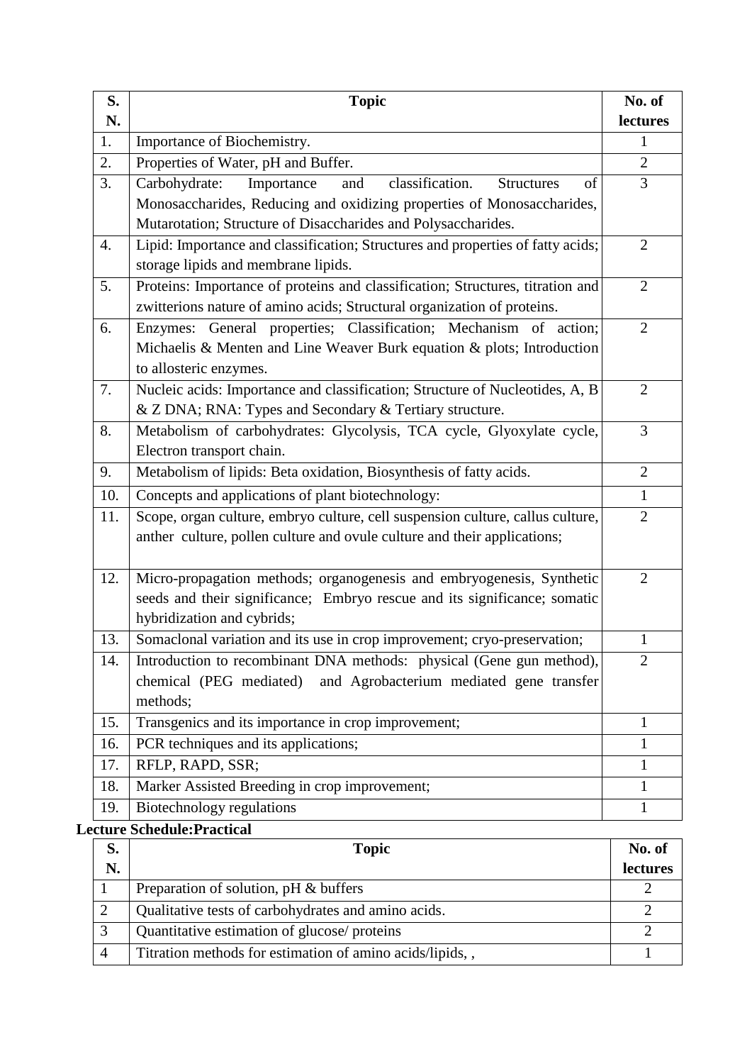| S. N. | Topic | No. of lectures |
|---|---|---|
| 1. | Importance of Biochemistry. | 1 |
| 2. | Properties of Water, pH and Buffer. | 2 |
| 3. | Carbohydrate: Importance and classification. Structures of Monosaccharides, Reducing and oxidizing properties of Monosaccharides, Mutarotation; Structure of Disaccharides and Polysaccharides. | 3 |
| 4. | Lipid: Importance and classification; Structures and properties of fatty acids; storage lipids and membrane lipids. | 2 |
| 5. | Proteins: Importance of proteins and classification; Structures, titration and zwitterions nature of amino acids; Structural organization of proteins. | 2 |
| 6. | Enzymes: General properties; Classification; Mechanism of action; Michaelis & Menten and Line Weaver Burk equation & plots; Introduction to allosteric enzymes. | 2 |
| 7. | Nucleic acids: Importance and classification; Structure of Nucleotides, A, B & Z DNA; RNA: Types and Secondary & Tertiary structure. | 2 |
| 8. | Metabolism of carbohydrates: Glycolysis, TCA cycle, Glyoxylate cycle, Electron transport chain. | 3 |
| 9. | Metabolism of lipids: Beta oxidation, Biosynthesis of fatty acids. | 2 |
| 10. | Concepts and applications of plant biotechnology: | 1 |
| 11. | Scope, organ culture, embryo culture, cell suspension culture, callus culture, anther culture, pollen culture and ovule culture and their applications; | 2 |
| 12. | Micro-propagation methods; organogenesis and embryogenesis, Synthetic seeds and their significance; Embryo rescue and its significance; somatic hybridization and cybrids; | 2 |
| 13. | Somaclonal variation and its use in crop improvement; cryo-preservation; | 1 |
| 14. | Introduction to recombinant DNA methods: physical (Gene gun method), chemical (PEG mediated) and Agrobacterium mediated gene transfer methods; | 2 |
| 15. | Transgenics and its importance in crop improvement; | 1 |
| 16. | PCR techniques and its applications; | 1 |
| 17. | RFLP, RAPD, SSR; | 1 |
| 18. | Marker Assisted Breeding in crop improvement; | 1 |
| 19. | Biotechnology regulations | 1 |

**Lecture Schedule:Practical**

| S. N. | Topic | No. of lectures |
|---|---|---|
| 1 | Preparation of solution, pH & buffers | 2 |
| 2 | Qualitative tests of carbohydrates and amino acids. | 2 |
| 3 | Quantitative estimation of glucose/ proteins | 2 |
| 4 | Titration methods for estimation of amino acids/lipids, , | 1 |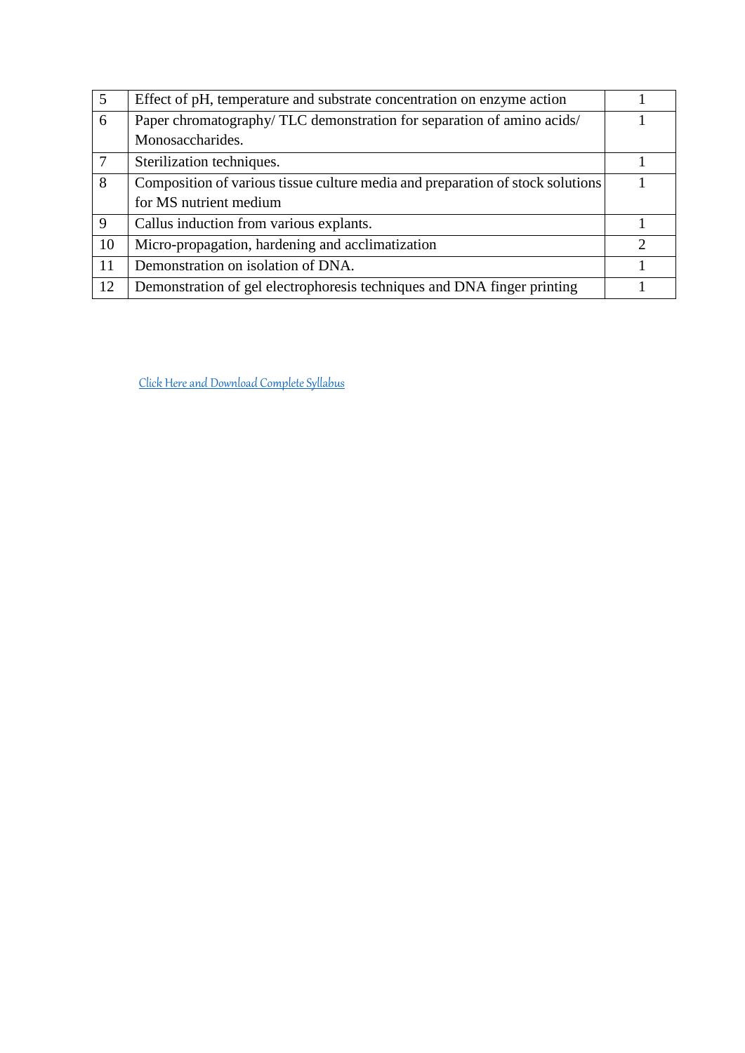| | | |
|---|---|---|
| 5 | Effect of pH, temperature and substrate concentration on enzyme action | 1 |
| 6 | Paper chromatography/ TLC demonstration for separation of amino acids/ Monosaccharides. | 1 |
| 7 | Sterilization techniques. | 1 |
| 8 | Composition of various tissue culture media and preparation of stock solutions for MS nutrient medium | 1 |
| 9 | Callus induction from various explants. | 1 |
| 10 | Micro-propagation, hardening and acclimatization | 2 |
| 11 | Demonstration on isolation of DNA. | 1 |
| 12 | Demonstration of gel electrophoresis techniques and DNA finger printing | 1 |

Click Here and Download Complete Syllabus